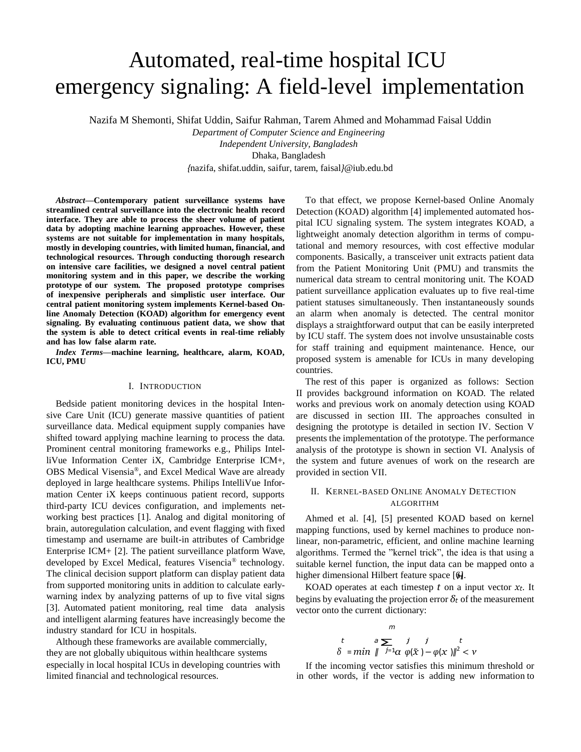# Automated, real-time hospital ICU emergency signaling: A field-level implementation

Nazifa M Shemonti, Shifat Uddin, Saifur Rahman, Tarem Ahmed and Mohammad Faisal Uddin

*Department of Computer Science and Engineering*
*Independent University, Bangladesh*
Dhaka, Bangladesh
{nazifa, shifat.uddin, saifur, tarem, faisal}@iub.edu.bd

***Abstract*—Contemporary patient surveillance systems have streamlined central surveillance into the electronic health record interface. They are able to process the sheer volume of patient data by adopting machine learning approaches. However, these systems are not suitable for implementation in many hospitals, mostly in developing countries, with limited human, financial, and technological resources. Through conducting thorough research on intensive care facilities, we designed a novel central patient monitoring system and in this paper, we describe the working prototype of our system. The proposed prototype comprises of inexpensive peripherals and simplistic user interface. Our central patient monitoring system implements Kernel-based Online Anomaly Detection (KOAD) algorithm for emergency event signaling. By evaluating continuous patient data, we show that the system is able to detect critical events in real-time reliably and has low false alarm rate.**

***Index Terms*—machine learning, healthcare, alarm, KOAD, ICU, PMU**

## I. Introduction

Bedside patient monitoring devices in the hospital Intensive Care Unit (ICU) generate massive quantities of patient surveillance data. Medical equipment supply companies have shifted toward applying machine learning to process the data. Prominent central monitoring frameworks e.g., Philips IntelliVue Information Center iX, Cambridge Enterprise ICM+, OBS Medical Visensia®, and Excel Medical Wave are already deployed in large healthcare systems. Philips IntelliVue Information Center iX keeps continuous patient record, supports third-party ICU devices configuration, and implements networking best practices [1]. Analog and digital monitoring of brain, autoregulation calculation, and event flagging with fixed timestamp and username are built-in attributes of Cambridge Enterprise ICM+ [2]. The patient surveillance platform Wave, developed by Excel Medical, features Visencia® technology. The clinical decision support platform can display patient data from supported monitoring units in addition to calculate early-warning index by analyzing patterns of up to five vital signs [3]. Automated patient monitoring, real time data analysis and intelligent alarming features have increasingly become the industry standard for ICU in hospitals.

Although these frameworks are available commercially, they are not globally ubiquitous within healthcare systems especially in local hospital ICUs in developing countries with limited financial and technological resources.

To that effect, we propose Kernel-based Online Anomaly Detection (KOAD) algorithm [4] implemented automated hospital ICU signaling system. The system integrates KOAD, a lightweight anomaly detection algorithm in terms of computational and memory resources, with cost effective modular components. Basically, a transceiver unit extracts patient data from the Patient Monitoring Unit (PMU) and transmits the numerical data stream to central monitoring unit. The KOAD patient surveillance application evaluates up to five real-time patient statuses simultaneously. Then instantaneously sounds an alarm when anomaly is detected. The central monitor displays a straightforward output that can be easily interpreted by ICU staff. The system does not involve unsustainable costs for staff training and equipment maintenance. Hence, our proposed system is amenable for ICUs in many developing countries.

The rest of this paper is organized as follows: Section II provides background information on KOAD. The related works and previous work on anomaly detection using KOAD are discussed in section III. The approaches consulted in designing the prototype is detailed in section IV. Section V presents the implementation of the prototype. The performance analysis of the prototype is shown in section VI. Analysis of the system and future avenues of work on the research are provided in section VII.

## II. Kernel-based Online Anomaly Detection algorithm

Ahmed et al. [4], [5] presented KOAD based on kernel mapping functions, used by kernel machines to produce non-linear, non-parametric, efficient, and online machine learning algorithms. Termed the "kernel trick", the idea is that using a suitable kernel function, the input data can be mapped onto a higher dimensional Hilbert feature space [6].

KOAD operates at each timestep $t$ on a input vector $x_t$. It begins by evaluating the projection error $\delta_t$ of the measurement vector onto the current dictionary:

$$\delta_t = \min_a \left\| \sum_{j=1}^{m} a_j \varphi(\tilde{x}_j) - \varphi(x_t) \right\|^2 < \nu$$

If the incoming vector satisfies this minimum threshold or in other words, if the vector is adding new information to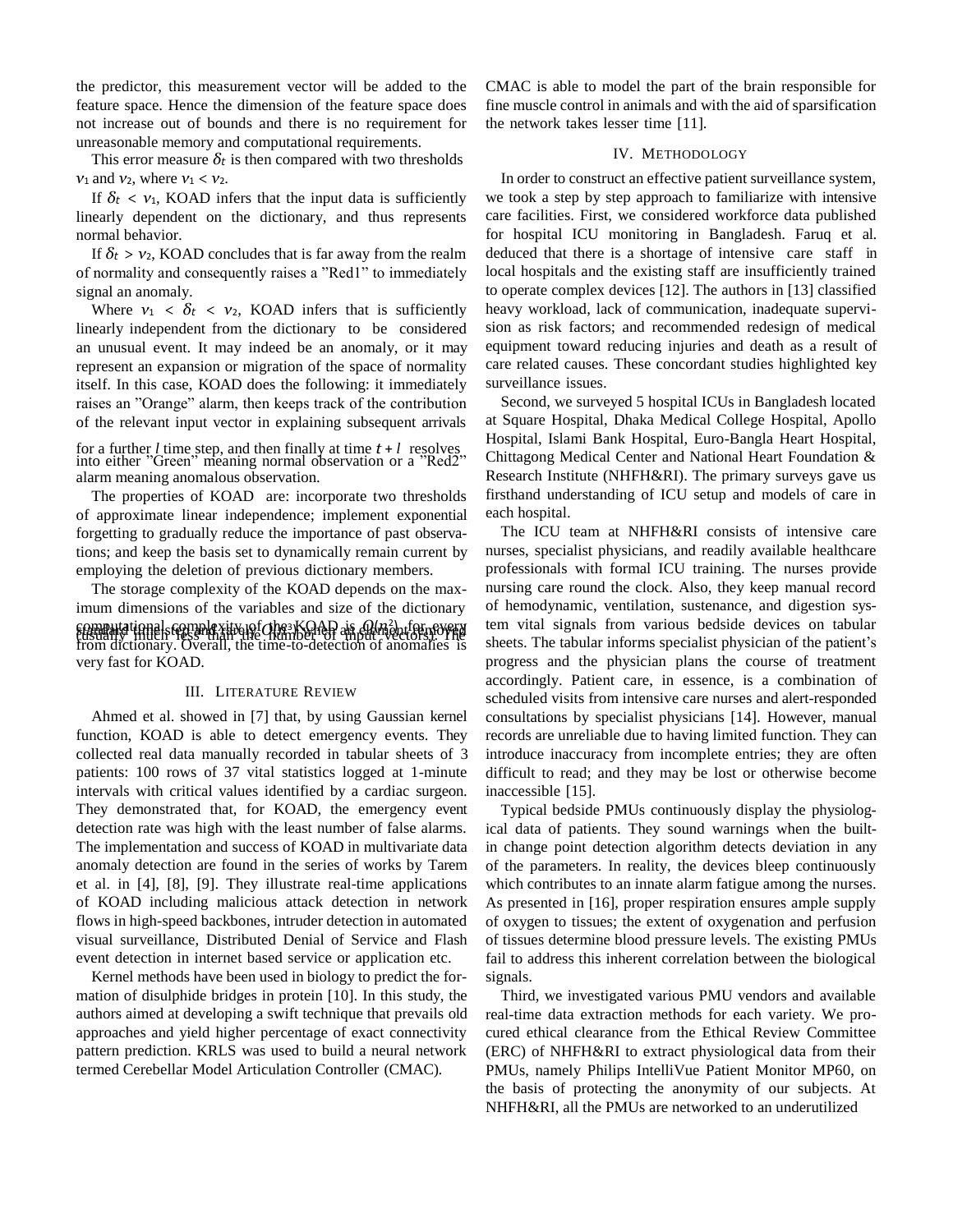the predictor, this measurement vector will be added to the feature space. Hence the dimension of the feature space does not increase out of bounds and there is no requirement for unreasonable memory and computational requirements.

This error measure $\delta_t$ is then compared with two thresholds $\nu_1$ and $\nu_2$, where $\nu_1 < \nu_2$.

If $\delta_t < \nu_1$, KOAD infers that the input data is sufficiently linearly dependent on the dictionary, and thus represents normal behavior.

If $\delta_t > \nu_2$, KOAD concludes that is far away from the realm of normality and consequently raises a "Red1" to immediately signal an anomaly.

Where $\nu_1 < \delta_t < \nu_2$, KOAD infers that is sufficiently linearly independent from the dictionary to be considered an unusual event. It may indeed be an anomaly, or it may represent an expansion or migration of the space of normality itself. In this case, KOAD does the following: it immediately raises an "Orange" alarm, then keeps track of the contribution of the relevant input vector in explaining subsequent arrivals for a further $l$ time step, and then finally at time $t + l$ resolves into either "Green" meaning normal observation or a "Red2" alarm meaning anomalous observation.

The properties of KOAD are: incorporate two thresholds of approximate linear independence; implement exponential forgetting to gradually reduce the importance of past observations; and keep the basis set to dynamically remain current by employing the deletion of previous dictionary members.

The storage complexity of the KOAD depends on the maximum dimensions of the variables and size of the dictionary (usually much less than the number of input vectors). The computational complexity of the KOAD is $O(n^2)$ for every standard time step and rarely $O(n^3)$ when an element removed from dictionary. Overall, the time-to-detection of anomalies is very fast for KOAD.

## III. Literature Review

Ahmed et al. showed in [7] that, by using Gaussian kernel function, KOAD is able to detect emergency events. They collected real data manually recorded in tabular sheets of 3 patients: 100 rows of 37 vital statistics logged at 1-minute intervals with critical values identified by a cardiac surgeon. They demonstrated that, for KOAD, the emergency event detection rate was high with the least number of false alarms. The implementation and success of KOAD in multivariate data anomaly detection are found in the series of works by Tarem et al. in [4], [8], [9]. They illustrate real-time applications of KOAD including malicious attack detection in network flows in high-speed backbones, intruder detection in automated visual surveillance, Distributed Denial of Service and Flash event detection in internet based service or application etc.

Kernel methods have been used in biology to predict the formation of disulphide bridges in protein [10]. In this study, the authors aimed at developing a swift technique that prevails old approaches and yield higher percentage of exact connectivity pattern prediction. KRLS was used to build a neural network termed Cerebellar Model Articulation Controller (CMAC). CMAC is able to model the part of the brain responsible for fine muscle control in animals and with the aid of sparsification the network takes lesser time [11].

## IV. Methodology

In order to construct an effective patient surveillance system, we took a step by step approach to familiarize with intensive care facilities. First, we considered workforce data published for hospital ICU monitoring in Bangladesh. Faruq et al. deduced that there is a shortage of intensive care staff in local hospitals and the existing staff are insufficiently trained to operate complex devices [12]. The authors in [13] classified heavy workload, lack of communication, inadequate supervision as risk factors; and recommended redesign of medical equipment toward reducing injuries and death as a result of care related causes. These concordant studies highlighted key surveillance issues.

Second, we surveyed 5 hospital ICUs in Bangladesh located at Square Hospital, Dhaka Medical College Hospital, Apollo Hospital, Islami Bank Hospital, Euro-Bangla Heart Hospital, Chittagong Medical Center and National Heart Foundation & Research Institute (NHFH&RI). The primary surveys gave us firsthand understanding of ICU setup and models of care in each hospital.

The ICU team at NHFH&RI consists of intensive care nurses, specialist physicians, and readily available healthcare professionals with formal ICU training. The nurses provide nursing care round the clock. Also, they keep manual record of hemodynamic, ventilation, sustenance, and digestion system vital signals from various bedside devices on tabular sheets. The tabular informs specialist physician of the patient's progress and the physician plans the course of treatment accordingly. Patient care, in essence, is a combination of scheduled visits from intensive care nurses and alert-responded consultations by specialist physicians [14]. However, manual records are unreliable due to having limited function. They can introduce inaccuracy from incomplete entries; they are often difficult to read; and they may be lost or otherwise become inaccessible [15].

Typical bedside PMUs continuously display the physiological data of patients. They sound warnings when the built-in change point detection algorithm detects deviation in any of the parameters. In reality, the devices bleep continuously which contributes to an innate alarm fatigue among the nurses. As presented in [16], proper respiration ensures ample supply of oxygen to tissues; the extent of oxygenation and perfusion of tissues determine blood pressure levels. The existing PMUs fail to address this inherent correlation between the biological signals.

Third, we investigated various PMU vendors and available real-time data extraction methods for each variety. We procured ethical clearance from the Ethical Review Committee (ERC) of NHFH&RI to extract physiological data from their PMUs, namely Philips IntelliVue Patient Monitor MP60, on the basis of protecting the anonymity of our subjects. At NHFH&RI, all the PMUs are networked to an underutilized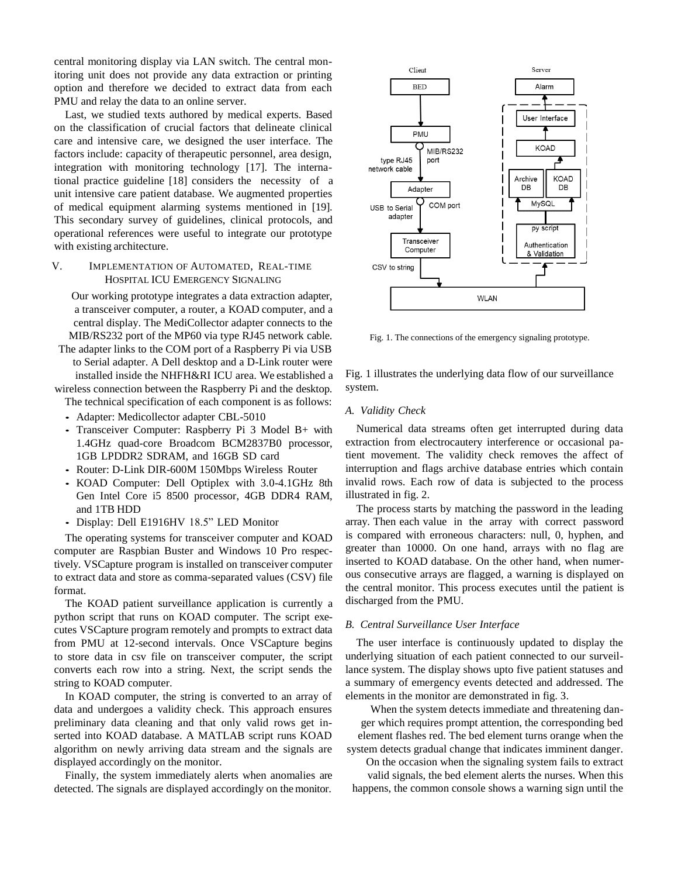central monitoring display via LAN switch. The central monitoring unit does not provide any data extraction or printing option and therefore we decided to extract data from each PMU and relay the data to an online server.

Last, we studied texts authored by medical experts. Based on the classification of crucial factors that delineate clinical care and intensive care, we designed the user interface. The factors include: capacity of therapeutic personnel, area design, integration with monitoring technology [17]. The international practice guideline [18] considers the necessity of a unit intensive care patient database. We augmented properties of medical equipment alarming systems mentioned in [19]. This secondary survey of guidelines, clinical protocols, and operational references were useful to integrate our prototype with existing architecture.

## V. Implementation of Automated, Real-time Hospital ICU Emergency Signaling

Our working prototype integrates a data extraction adapter, a transceiver computer, a router, a KOAD computer, and a central display. The MediCollector adapter connects to the MIB/RS232 port of the MP60 via type RJ45 network cable. The adapter links to the COM port of a Raspberry Pi via USB to Serial adapter. A Dell desktop and a D-Link router were installed inside the NHFH&RI ICU area. We established a wireless connection between the Raspberry Pi and the desktop. The technical specification of each component is as follows:

- Adapter: Medicollector adapter CBL-5010
- Transceiver Computer: Raspberry Pi 3 Model B+ with 1.4GHz quad-core Broadcom BCM2837B0 processor, 1GB LPDDR2 SDRAM, and 16GB SD card
- Router: D-Link DIR-600M 150Mbps Wireless Router
- KOAD Computer: Dell Optiplex with 3.0-4.1GHz 8th Gen Intel Core i5 8500 processor, 4GB DDR4 RAM, and 1TB HDD
- Display: Dell E1916HV 18.5” LED Monitor

The operating systems for transceiver computer and KOAD computer are Raspbian Buster and Windows 10 Pro respectively. VSCapture program is installed on transceiver computer to extract data and store as comma-separated values (CSV) file format.

The KOAD patient surveillance application is currently a python script that runs on KOAD computer. The script executes VSCapture program remotely and prompts to extract data from PMU at 12-second intervals. Once VSCapture begins to store data in csv file on transceiver computer, the script converts each row into a string. Next, the script sends the string to KOAD computer.

In KOAD computer, the string is converted to an array of data and undergoes a validity check. This approach ensures preliminary data cleaning and that only valid rows get inserted into KOAD database. A MATLAB script runs KOAD algorithm on newly arriving data stream and the signals are displayed accordingly on the monitor.

Finally, the system immediately alerts when anomalies are detected. The signals are displayed accordingly on the monitor.

Fig. 1. The connections of the emergency signaling prototype.

Fig. 1 illustrates the underlying data flow of our surveillance system.

### A. Validity Check

Numerical data streams often get interrupted during data extraction from electrocautery interference or occasional patient movement. The validity check removes the affect of interruption and flags archive database entries which contain invalid rows. Each row of data is subjected to the process illustrated in fig. 2.

The process starts by matching the password in the leading array. Then each value in the array with correct password is compared with erroneous characters: null, 0, hyphen, and greater than 10000. On one hand, arrays with no flag are inserted to KOAD database. On the other hand, when numerous consecutive arrays are flagged, a warning is displayed on the central monitor. This process executes until the patient is discharged from the PMU.

### B. Central Surveillance User Interface

The user interface is continuously updated to display the underlying situation of each patient connected to our surveillance system. The display shows upto five patient statuses and a summary of emergency events detected and addressed. The elements in the monitor are demonstrated in fig. 3.

When the system detects immediate and threatening danger which requires prompt attention, the corresponding bed element flashes red. The bed element turns orange when the system detects gradual change that indicates imminent danger.

On the occasion when the signaling system fails to extract valid signals, the bed element alerts the nurses. When this happens, the common console shows a warning sign until the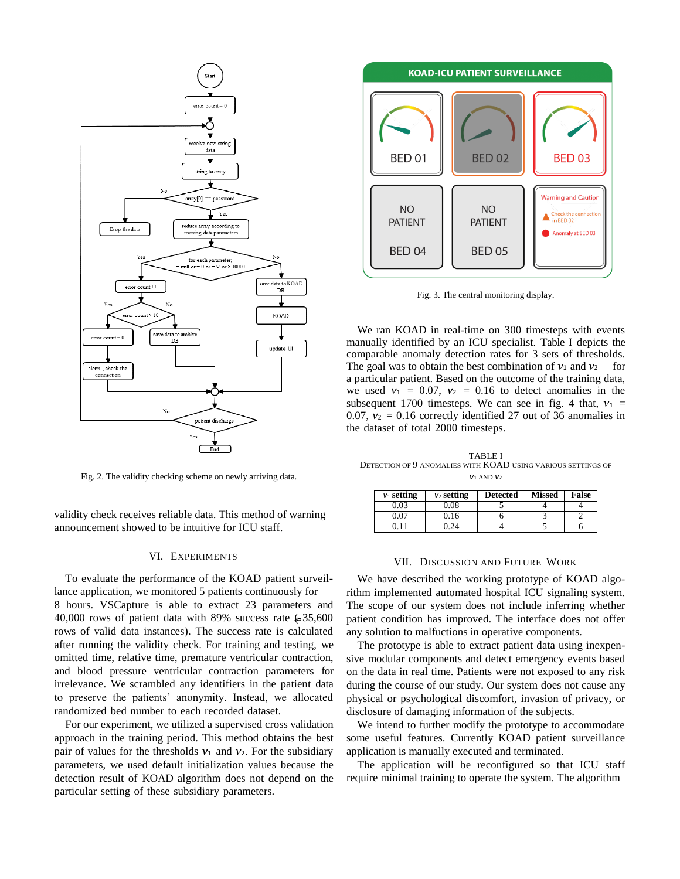Fig. 2. The validity checking scheme on newly arriving data.

validity check receives reliable data. This method of warning announcement showed to be intuitive for ICU staff.

## VI. Experiments

To evaluate the performance of the KOAD patient surveillance application, we monitored 5 patients continuously for 8 hours. VSCapture is able to extract 23 parameters and 40,000 rows of patient data with 89% success rate (≈35,600 rows of valid data instances). The success rate is calculated after running the validity check. For training and testing, we omitted time, relative time, premature ventricular contraction, and blood pressure ventricular contraction parameters for irrelevance. We scrambled any identifiers in the patient data to preserve the patients' anonymity. Instead, we allocated randomized bed number to each recorded dataset.

For our experiment, we utilized a supervised cross validation approach in the training period. This method obtains the best pair of values for the thresholds $\nu_1$ and $\nu_2$. For the subsidiary parameters, we used default initialization values because the detection result of KOAD algorithm does not depend on the particular setting of these subsidiary parameters.

Fig. 3. The central monitoring display.

We ran KOAD in real-time on 300 timesteps with events manually identified by an ICU specialist. Table I depicts the comparable anomaly detection rates for 3 sets of thresholds. The goal was to obtain the best combination of $\nu_1$ and $\nu_2$ for a particular patient. Based on the outcome of the training data, we used $\nu_1 = 0.07$, $\nu_2 = 0.16$ to detect anomalies in the subsequent 1700 timesteps. We can see in fig. 4 that, $\nu_1 = 0.07$, $\nu_2 = 0.16$ correctly identified 27 out of 36 anomalies in the dataset of total 2000 timesteps.

TABLE I
Detection of 9 anomalies with KOAD using various settings of $\nu_1$ and $\nu_2$

| $\nu_1$ setting | $\nu_2$ setting | Detected | Missed | False |
|---|---|---|---|---|
| 0.03 | 0.08 | 5 | 4 | 4 |
| 0.07 | 0.16 | 6 | 3 | 2 |
| 0.11 | 0.24 | 4 | 5 | 6 |

## VII. Discussion and Future Work

We have described the working prototype of KOAD algorithm implemented automated hospital ICU signaling system. The scope of our system does not include inferring whether patient condition has improved. The interface does not offer any solution to malfunctions in operative components.

The prototype is able to extract patient data using inexpensive modular components and detect emergency events based on the data in real time. Patients were not exposed to any risk during the course of our study. Our system does not cause any physical or psychological discomfort, invasion of privacy, or disclosure of damaging information of the subjects.

We intend to further modify the prototype to accommodate some useful features. Currently KOAD patient surveillance application is manually executed and terminated.

The application will be reconfigured so that ICU staff require minimal training to operate the system. The algorithm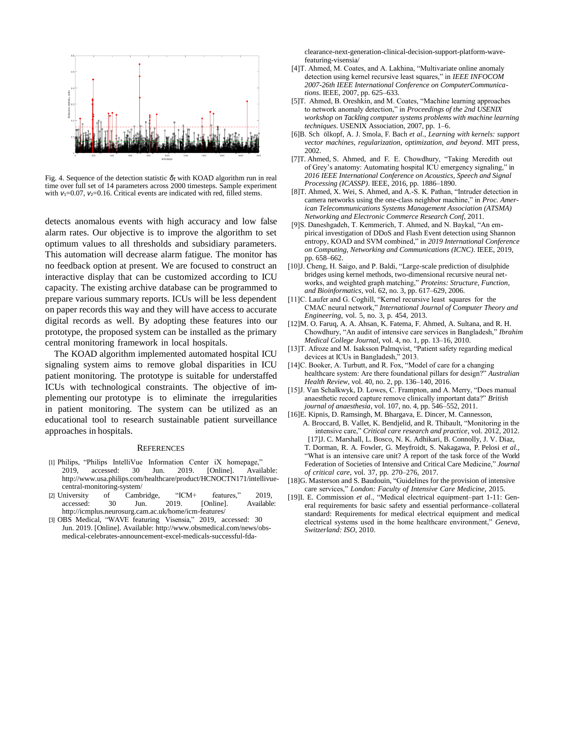0.6

0.5

0.4

0.3

0.2

0.1

0

Detection statistic, delta

0 200 400 600 800 1000 1200 1400 1600 1800 2000

timesteps

Fig. 4. Sequence of the detection statistic $\delta_t$ with KOAD algorithm run in real time over full set of 14 parameters across 2000 timesteps. Sample experiment with $v_1$=0.07, $v_2$=0.16. Critical events are indicated with red, filled stems.

detects anomalous events with high accuracy and low false alarm rates. Our objective is to improve the algorithm to set optimum values to all thresholds and subsidiary parameters. This automation will decrease alarm fatigue. The monitor has no feedback option at present. We are focused to construct an interactive display that can be customized according to ICU capacity. The existing archive database can be programmed to prepare various summary reports. ICUs will be less dependent on paper records this way and they will have access to accurate digital records as well. By adopting these features into our prototype, the proposed system can be installed as the primary central monitoring framework in local hospitals.

The KOAD algorithm implemented automated hospital ICU signaling system aims to remove global disparities in ICU patient monitoring. The prototype is suitable for understaffed ICUs with technological constraints. The objective of implementing our prototype is to eliminate the irregularities in patient monitoring. The system can be utilized as an educational tool to research sustainable patient surveillance approaches in hospitals.

## References

[1] Philips, "Philips IntelliVue Information Center iX homepage," 2019, accessed: 30 Jun. 2019. [Online]. Available: http://www.usa.philips.com/healthcare/product/HCNOCTN171/intellivue-central-monitoring-system/

[2] University of Cambridge, "ICM+ features," 2019, accessed: 30 Jun. 2019. [Online]. Available: http://icmplus.neurosurg.cam.ac.uk/home/icm-features/

[3] OBS Medical, "WAVE featuring Visensia," 2019, accessed: 30 Jun. 2019. [Online]. Available: http://www.obsmedical.com/news/obs-medical-celebrates-announcement-excel-medicals-successful-fda-clearance-next-generation-clinical-decision-support-platform-wave-featuring-visensia/

[4] T. Ahmed, M. Coates, and A. Lakhina, "Multivariate online anomaly detection using kernel recursive least squares," in *IEEE INFOCOM 2007-26th IEEE International Conference on ComputerCommunications*. IEEE, 2007, pp. 625–633.

[5] T. Ahmed, B. Oreshkin, and M. Coates, "Machine learning approaches to network anomaly detection," in *Proceedings of the 2nd USENIX workshop on Tackling computer systems problems with machine learning techniques*. USENIX Association, 2007, pp. 1–6.

[6] B. Sch ölkopf, A. J. Smola, F. Bach *et al.*, *Learning with kernels: support vector machines, regularization, optimization, and beyond*. MIT press, 2002.

[7] T. Ahmed, S. Ahmed, and F. E. Chowdhury, "Taking Meredith out of Grey's anatomy: Automating hospital ICU emergency signaling," in *2016 IEEE International Conference on Acoustics, Speech and Signal Processing (ICASSP)*. IEEE, 2016, pp. 1886–1890.

[8] T. Ahmed, X. Wei, S. Ahmed, and A.-S. K. Pathan, "Intruder detection in camera networks using the one-class neighbor machine," in *Proc. American Telecommunications Systems Management Association (ATSMA) Networking and Electronic Commerce Research Conf*, 2011.

[9] S. Daneshgadeh, T. Kemmerich, T. Ahmed, and N. Baykal, "An empirical investigation of DDoS and Flash Event detection using Shannon entropy, KOAD and SVM combined," in *2019 International Conference on Computing, Networking and Communications (ICNC)*. IEEE, 2019, pp. 658–662.

[10] J. Cheng, H. Saigo, and P. Baldi, "Large-scale prediction of disulphide bridges using kernel methods, two-dimensional recursive neural networks, and weighted graph matching," *Proteins: Structure, Function, and Bioinformatics*, vol. 62, no. 3, pp. 617–629, 2006.

[11] C. Laufer and G. Coghill, "Kernel recursive least squares for the CMAC neural network," *International Journal of Computer Theory and Engineering*, vol. 5, no. 3, p. 454, 2013.

[12] M. O. Faruq, A. A. Ahsan, K. Fatema, F. Ahmed, A. Sultana, and R. H. Chowdhury, "An audit of intensive care services in Bangladesh," *Ibrahim Medical College Journal*, vol. 4, no. 1, pp. 13–16, 2010.

[13] T. Afroze and M. Isaksson Palmqvist, "Patient safety regarding medical devices at ICUs in Bangladesh," 2013.

[14] C. Booker, A. Turbutt, and R. Fox, "Model of care for a changing healthcare system: Are there foundational pillars for design?" *Australian Health Review*, vol. 40, no. 2, pp. 136–140, 2016.

[15] J. Van Schalkwyk, D. Lowes, C. Frampton, and A. Merry, "Does manual anaesthetic record capture remove clinically important data?" *British journal of anaesthesia*, vol. 107, no. 4, pp. 546–552, 2011.

[16] E. Kipnis, D. Ramsingh, M. Bhargava, E. Dincer, M. Cannesson, A. Broccard, B. Vallet, K. Bendjelid, and R. Thibault, "Monitoring in the intensive care," *Critical care research and practice*, vol. 2012, 2012.

[17] J. C. Marshall, L. Bosco, N. K. Adhikari, B. Connolly, J. V. Diaz, T. Dorman, R. A. Fowler, G. Meyfroidt, S. Nakagawa, P. Pelosi *et al.*, "What is an intensive care unit? A report of the task force of the World Federation of Societies of Intensive and Critical Care Medicine," *Journal of critical care*, vol. 37, pp. 270–276, 2017.

[18] G. Masterson and S. Baudouin, "Guidelines for the provision of intensive care services," *London: Faculty of Intensive Care Medicine*, 2015.

[19] I. E. Commission *et al.*, "Medical electrical equipment–part 1-11: General requirements for basic safety and essential performance–collateral standard: Requirements for medical electrical equipment and medical electrical systems used in the home healthcare environment," *Geneva, Switzerland: ISO*, 2010.